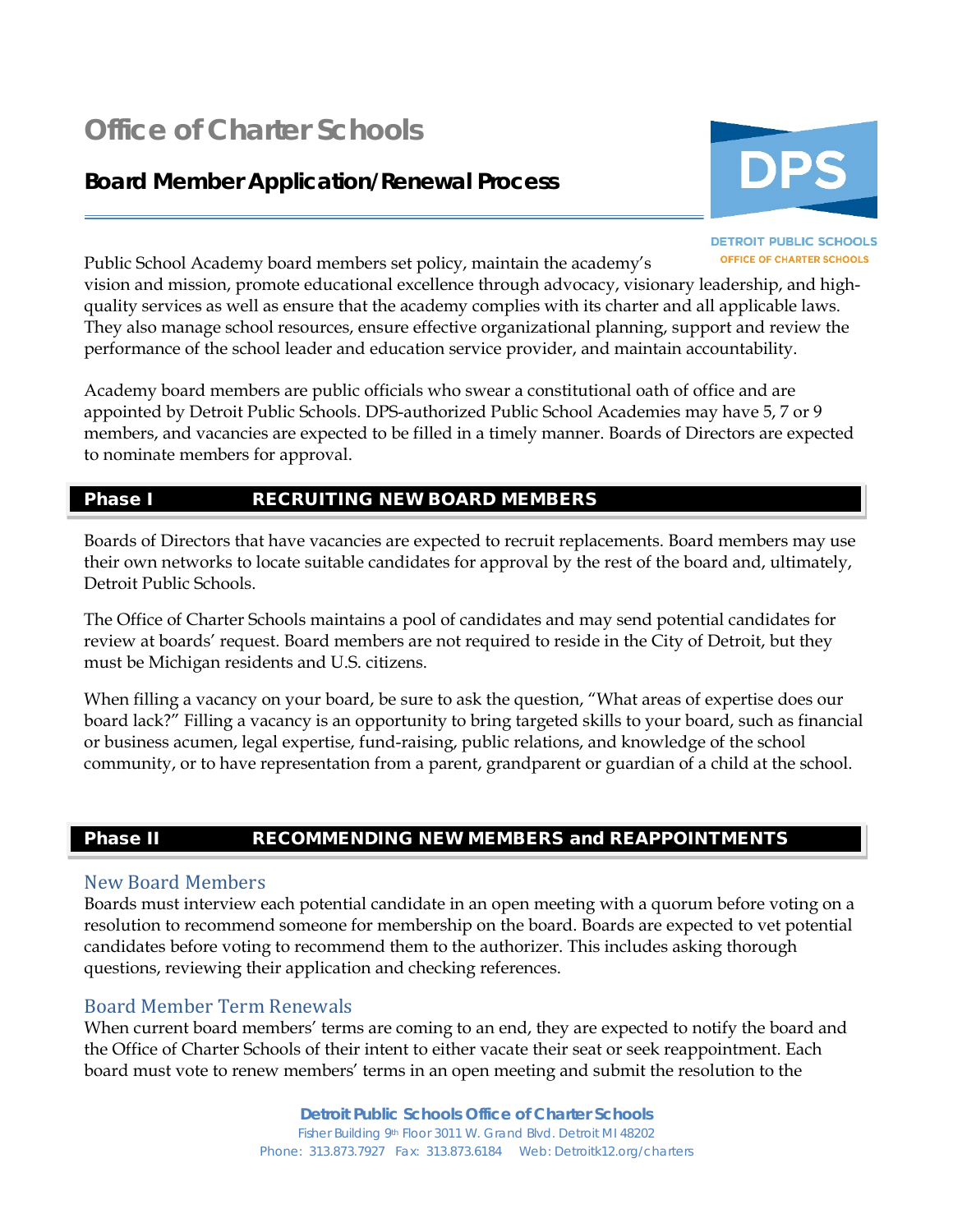# Office of Charter Schools

## Board Member Application/Renewal Process

DETROIT PUBLIC SCHOOLS
OFFICE OF CHARTER SCHOOLS

Public School Academy board members set policy, maintain the academy's vision and mission, promote educational excellence through advocacy, visionary leadership, and high-quality services as well as ensure that the academy complies with its charter and all applicable laws. They also manage school resources, ensure effective organizational planning, support and review the performance of the school leader and education service provider, and maintain accountability.

Academy board members are public officials who swear a constitutional oath of office and are appointed by Detroit Public Schools. DPS-authorized Public School Academies may have 5, 7 or 9 members, and vacancies are expected to be filled in a timely manner. Boards of Directors are expected to nominate members for approval.

## Phase I — RECRUITING NEW BOARD MEMBERS

Boards of Directors that have vacancies are expected to recruit replacements. Board members may use their own networks to locate suitable candidates for approval by the rest of the board and, ultimately, Detroit Public Schools.

The Office of Charter Schools maintains a pool of candidates and may send potential candidates for review at boards' request. Board members are not required to reside in the City of Detroit, but they must be Michigan residents and U.S. citizens.

When filling a vacancy on your board, be sure to ask the question, "What areas of expertise does our board lack?" Filling a vacancy is an opportunity to bring targeted skills to your board, such as financial or business acumen, legal expertise, fund-raising, public relations, and knowledge of the school community, or to have representation from a parent, grandparent or guardian of a child at the school.

## Phase II — RECOMMENDING NEW MEMBERS and REAPPOINTMENTS

### New Board Members

Boards must interview each potential candidate in an open meeting with a quorum before voting on a resolution to recommend someone for membership on the board. Boards are expected to vet potential candidates before voting to recommend them to the authorizer. This includes asking thorough questions, reviewing their application and checking references.

### Board Member Term Renewals

When current board members' terms are coming to an end, they are expected to notify the board and the Office of Charter Schools of their intent to either vacate their seat or seek reappointment. Each board must vote to renew members' terms in an open meeting and submit the resolution to the

**Detroit Public Schools Office of Charter Schools**
Fisher Building 9th Floor 3011 W. Grand Blvd. Detroit MI 48202
Phone: 313.873.7927 Fax: 313.873.6184 Web: Detroitk12.org/charters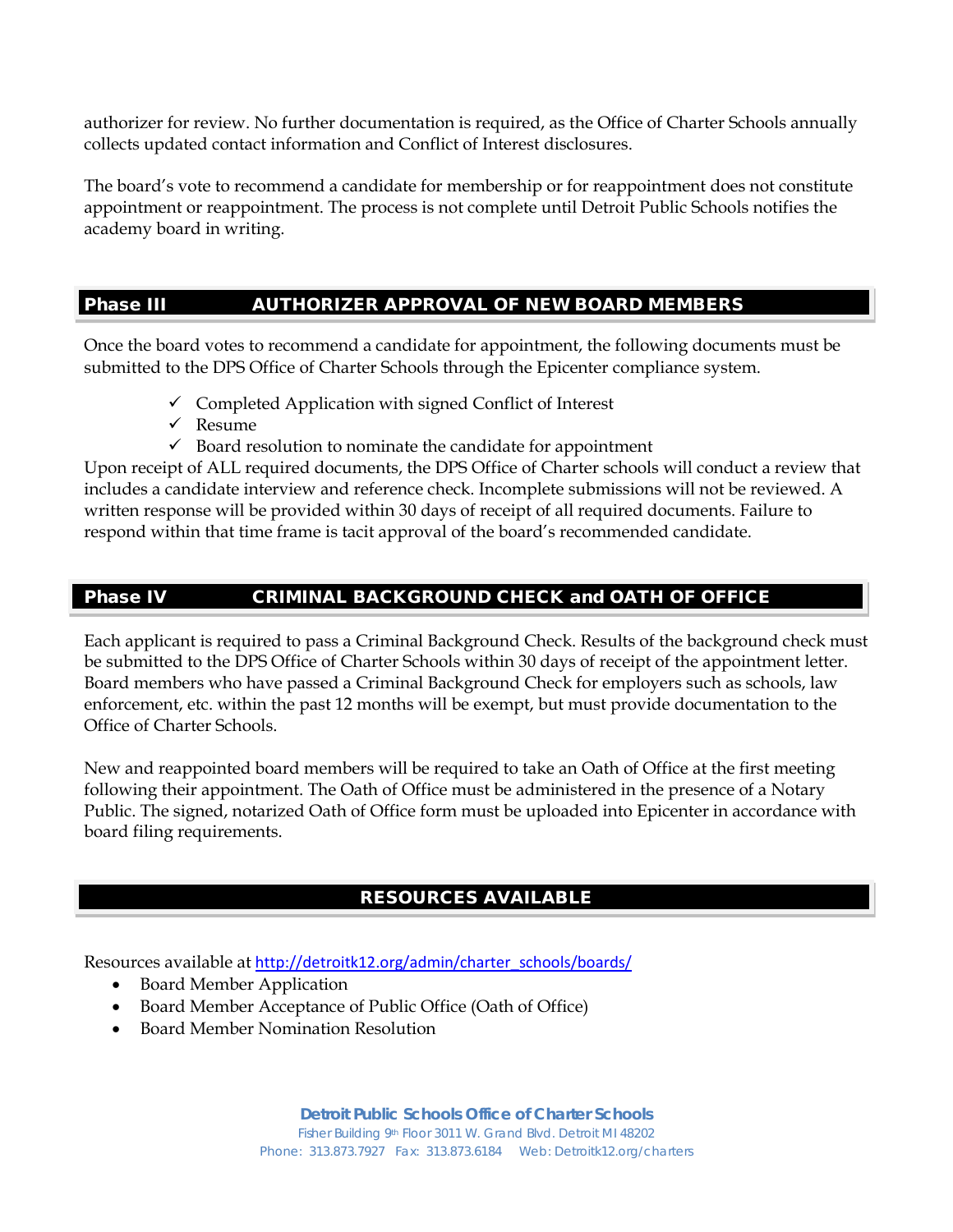authorizer for review. No further documentation is required, as the Office of Charter Schools annually collects updated contact information and Conflict of Interest disclosures.

The board's vote to recommend a candidate for membership or for reappointment does not constitute appointment or reappointment. The process is not complete until Detroit Public Schools notifies the academy board in writing.

## Phase III AUTHORIZER APPROVAL OF NEW BOARD MEMBERS

Once the board votes to recommend a candidate for appointment, the following documents must be submitted to the DPS Office of Charter Schools through the Epicenter compliance system.

- ✓ Completed Application with signed Conflict of Interest
- ✓ Resume
- ✓ Board resolution to nominate the candidate for appointment

Upon receipt of ALL required documents, the DPS Office of Charter schools will conduct a review that includes a candidate interview and reference check. Incomplete submissions will not be reviewed. A written response will be provided within 30 days of receipt of all required documents. Failure to respond within that time frame is tacit approval of the board's recommended candidate.

## Phase IV CRIMINAL BACKGROUND CHECK and OATH OF OFFICE

Each applicant is required to pass a Criminal Background Check. Results of the background check must be submitted to the DPS Office of Charter Schools within 30 days of receipt of the appointment letter. Board members who have passed a Criminal Background Check for employers such as schools, law enforcement, etc. within the past 12 months will be exempt, but must provide documentation to the Office of Charter Schools.

New and reappointed board members will be required to take an Oath of Office at the first meeting following their appointment. The Oath of Office must be administered in the presence of a Notary Public. The signed, notarized Oath of Office form must be uploaded into Epicenter in accordance with board filing requirements.

## RESOURCES AVAILABLE

Resources available at http://detroitk12.org/admin/charter_schools/boards/

- Board Member Application
- Board Member Acceptance of Public Office (Oath of Office)
- Board Member Nomination Resolution

**Detroit Public Schools Office of Charter Schools**
Fisher Building 9th Floor 3011 W. Grand Blvd. Detroit MI 48202
Phone: 313.873.7927 Fax: 313.873.6184 Web: Detroitk12.org/charters